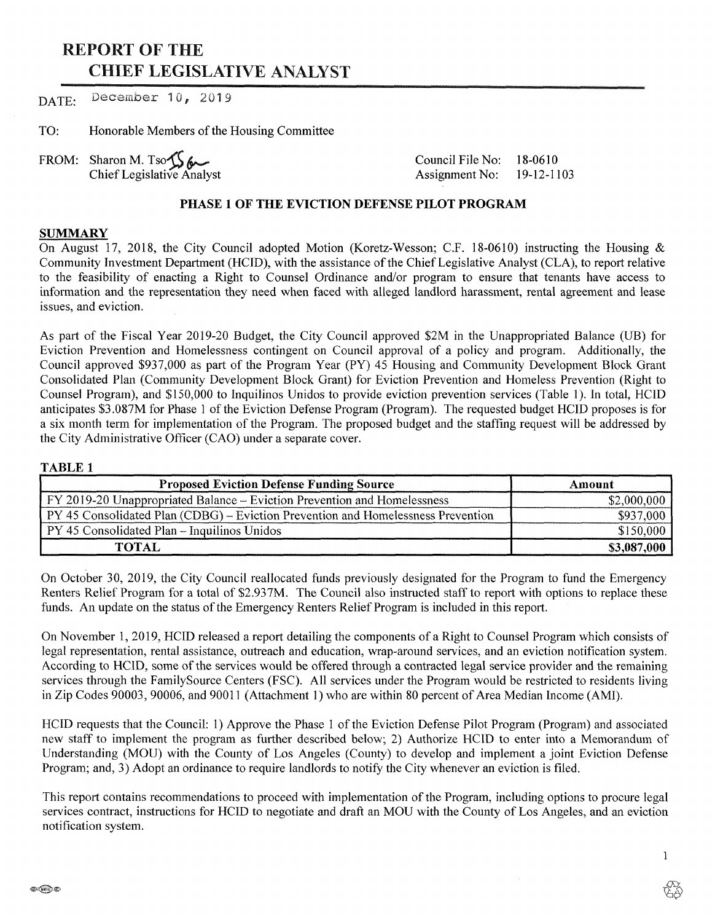# REPORT OF THE CHIEF LEGISLATIVE ANALYST

DATE: December 10, 2019

TO: Honorable Members of the Housing Committee

FROM: Sharon M. Tso
Chief Legislative Analyst

Council File No: 18-0610
Assignment No: 19-12-1103

## PHASE 1 OF THE EVICTION DEFENSE PILOT PROGRAM

### SUMMARY

On August 17, 2018, the City Council adopted Motion (Koretz-Wesson; C.F. 18-0610) instructing the Housing & Community Investment Department (HCID), with the assistance of the Chief Legislative Analyst (CLA), to report relative to the feasibility of enacting a Right to Counsel Ordinance and/or program to ensure that tenants have access to information and the representation they need when faced with alleged landlord harassment, rental agreement and lease issues, and eviction.

As part of the Fiscal Year 2019-20 Budget, the City Council approved $2M in the Unappropriated Balance (UB) for Eviction Prevention and Homelessness contingent on Council approval of a policy and program. Additionally, the Council approved $937,000 as part of the Program Year (PY) 45 Housing and Community Development Block Grant Consolidated Plan (Community Development Block Grant) for Eviction Prevention and Homeless Prevention (Right to Counsel Program), and $150,000 to Inquilinos Unidos to provide eviction prevention services (Table 1). In total, HCID anticipates $3.087M for Phase 1 of the Eviction Defense Program (Program). The requested budget HCID proposes is for a six month term for implementation of the Program. The proposed budget and the staffing request will be addressed by the City Administrative Officer (CAO) under a separate cover.

**TABLE 1**

| Proposed Eviction Defense Funding Source | Amount |
|---|---|
| FY 2019-20 Unappropriated Balance – Eviction Prevention and Homelessness | $2,000,000 |
| PY 45 Consolidated Plan (CDBG) – Eviction Prevention and Homelessness Prevention | $937,000 |
| PY 45 Consolidated Plan – Inquilinos Unidos | $150,000 |
| **TOTAL** | **$3,087,000** |

On October 30, 2019, the City Council reallocated funds previously designated for the Program to fund the Emergency Renters Relief Program for a total of $2.937M. The Council also instructed staff to report with options to replace these funds. An update on the status of the Emergency Renters Relief Program is included in this report.

On November 1, 2019, HCID released a report detailing the components of a Right to Counsel Program which consists of legal representation, rental assistance, outreach and education, wrap-around services, and an eviction notification system. According to HCID, some of the services would be offered through a contracted legal service provider and the remaining services through the FamilySource Centers (FSC). All services under the Program would be restricted to residents living in Zip Codes 90003, 90006, and 90011 (Attachment 1) who are within 80 percent of Area Median Income (AMI).

HCID requests that the Council: 1) Approve the Phase 1 of the Eviction Defense Pilot Program (Program) and associated new staff to implement the program as further described below; 2) Authorize HCID to enter into a Memorandum of Understanding (MOU) with the County of Los Angeles (County) to develop and implement a joint Eviction Defense Program; and, 3) Adopt an ordinance to require landlords to notify the City whenever an eviction is filed.

This report contains recommendations to proceed with implementation of the Program, including options to procure legal services contract, instructions for HCID to negotiate and draft an MOU with the County of Los Angeles, and an eviction notification system.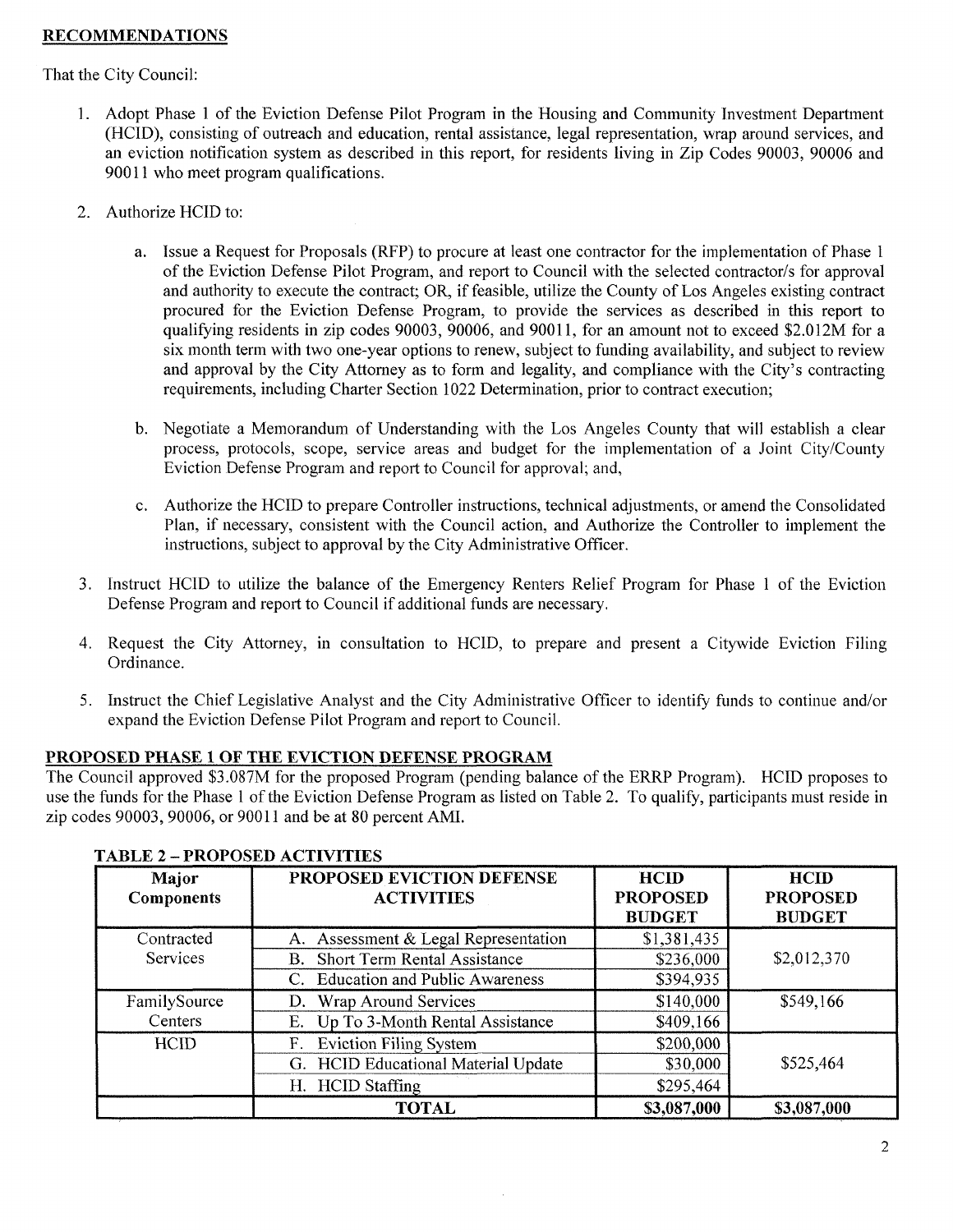**RECOMMENDATIONS**

That the City Council:

1. Adopt Phase 1 of the Eviction Defense Pilot Program in the Housing and Community Investment Department (HCID), consisting of outreach and education, rental assistance, legal representation, wrap around services, and an eviction notification system as described in this report, for residents living in Zip Codes 90003, 90006 and 90011 who meet program qualifications.

2. Authorize HCID to:

   a. Issue a Request for Proposals (RFP) to procure at least one contractor for the implementation of Phase 1 of the Eviction Defense Pilot Program, and report to Council with the selected contractor/s for approval and authority to execute the contract; OR, if feasible, utilize the County of Los Angeles existing contract procured for the Eviction Defense Program, to provide the services as described in this report to qualifying residents in zip codes 90003, 90006, and 90011, for an amount not to exceed \$2.012M for a six month term with two one-year options to renew, subject to funding availability, and subject to review and approval by the City Attorney as to form and legality, and compliance with the City's contracting requirements, including Charter Section 1022 Determination, prior to contract execution;

   b. Negotiate a Memorandum of Understanding with the Los Angeles County that will establish a clear process, protocols, scope, service areas and budget for the implementation of a Joint City/County Eviction Defense Program and report to Council for approval; and,

   c. Authorize the HCID to prepare Controller instructions, technical adjustments, or amend the Consolidated Plan, if necessary, consistent with the Council action, and Authorize the Controller to implement the instructions, subject to approval by the City Administrative Officer.

3. Instruct HCID to utilize the balance of the Emergency Renters Relief Program for Phase 1 of the Eviction Defense Program and report to Council if additional funds are necessary.

4. Request the City Attorney, in consultation to HCID, to prepare and present a Citywide Eviction Filing Ordinance.

5. Instruct the Chief Legislative Analyst and the City Administrative Officer to identify funds to continue and/or expand the Eviction Defense Pilot Program and report to Council.

**PROPOSED PHASE 1 OF THE EVICTION DEFENSE PROGRAM**

The Council approved \$3.087M for the proposed Program (pending balance of the ERRP Program). HCID proposes to use the funds for the Phase 1 of the Eviction Defense Program as listed on Table 2. To qualify, participants must reside in zip codes 90003, 90006, or 90011 and be at 80 percent AMI.

**TABLE 2 – PROPOSED ACTIVITIES**

| Major Components | PROPOSED EVICTION DEFENSE ACTIVITIES | HCID PROPOSED BUDGET | HCID PROPOSED BUDGET |
|---|---|---|---|
| Contracted Services | A. Assessment & Legal Representation | \$1,381,435 | \$2,012,370 |
| | B. Short Term Rental Assistance | \$236,000 | |
| | C. Education and Public Awareness | \$394,935 | |
| FamilySource Centers | D. Wrap Around Services | \$140,000 | \$549,166 |
| | E. Up To 3-Month Rental Assistance | \$409,166 | |
| HCID | F. Eviction Filing System | \$200,000 | \$525,464 |
| | G. HCID Educational Material Update | \$30,000 | |
| | H. HCID Staffing | \$295,464 | |
| | **TOTAL** | **\$3,087,000** | **\$3,087,000** |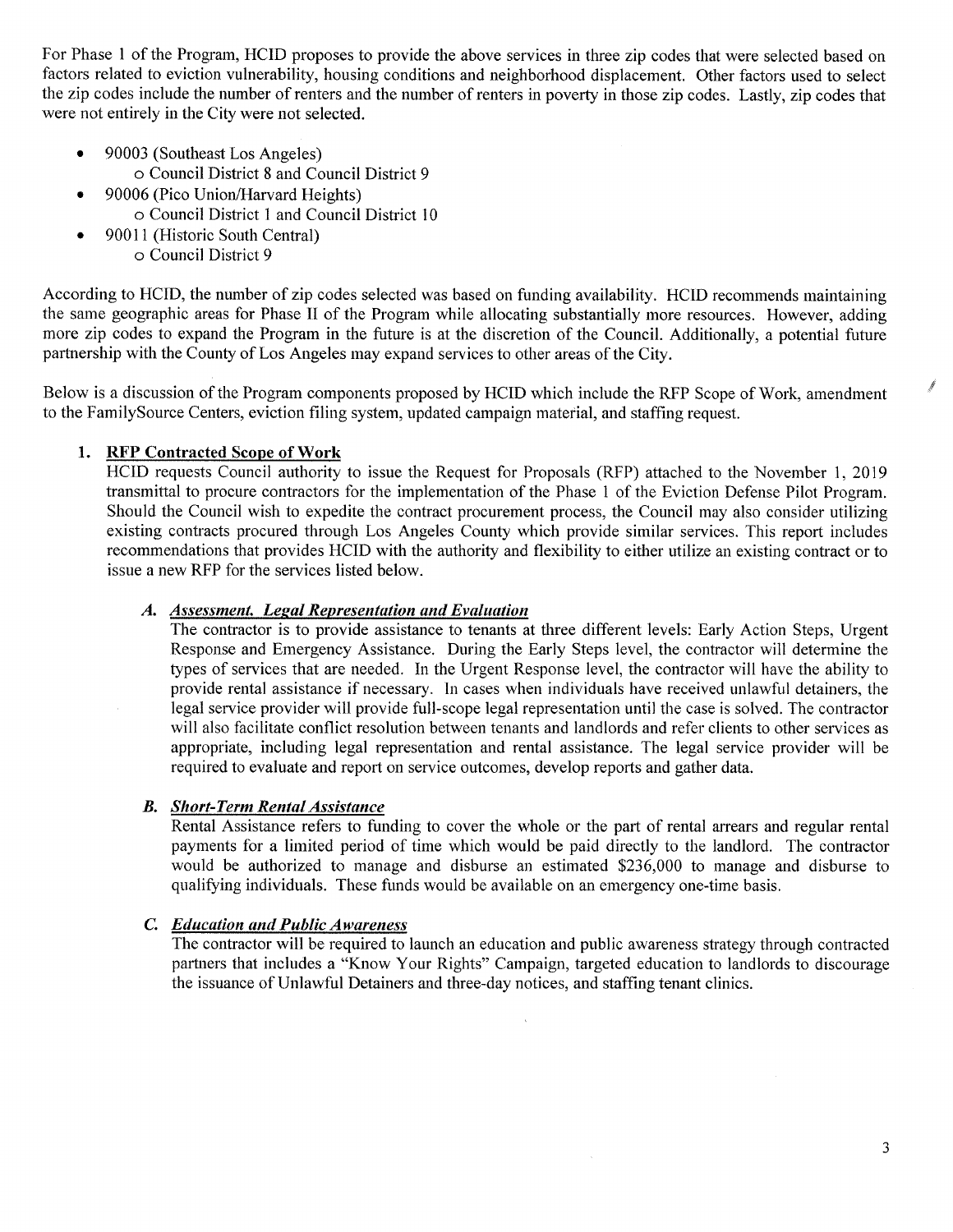For Phase 1 of the Program, HCID proposes to provide the above services in three zip codes that were selected based on factors related to eviction vulnerability, housing conditions and neighborhood displacement. Other factors used to select the zip codes include the number of renters and the number of renters in poverty in those zip codes. Lastly, zip codes that were not entirely in the City were not selected.

- 90003 (Southeast Los Angeles)
  - Council District 8 and Council District 9
- 90006 (Pico Union/Harvard Heights)
  - Council District 1 and Council District 10
- 90011 (Historic South Central)
  - Council District 9

According to HCID, the number of zip codes selected was based on funding availability. HCID recommends maintaining the same geographic areas for Phase II of the Program while allocating substantially more resources. However, adding more zip codes to expand the Program in the future is at the discretion of the Council. Additionally, a potential future partnership with the County of Los Angeles may expand services to other areas of the City.

Below is a discussion of the Program components proposed by HCID which include the RFP Scope of Work, amendment to the FamilySource Centers, eviction filing system, updated campaign material, and staffing request.

1. **RFP Contracted Scope of Work**

   HCID requests Council authority to issue the Request for Proposals (RFP) attached to the November 1, 2019 transmittal to procure contractors for the implementation of the Phase 1 of the Eviction Defense Pilot Program. Should the Council wish to expedite the contract procurement process, the Council may also consider utilizing existing contracts procured through Los Angeles County which provide similar services. This report includes recommendations that provides HCID with the authority and flexibility to either utilize an existing contract or to issue a new RFP for the services listed below.

   ***A. Assessment, Legal Representation and Evaluation***

   The contractor is to provide assistance to tenants at three different levels: Early Action Steps, Urgent Response and Emergency Assistance. During the Early Steps level, the contractor will determine the types of services that are needed. In the Urgent Response level, the contractor will have the ability to provide rental assistance if necessary. In cases when individuals have received unlawful detainers, the legal service provider will provide full-scope legal representation until the case is solved. The contractor will also facilitate conflict resolution between tenants and landlords and refer clients to other services as appropriate, including legal representation and rental assistance. The legal service provider will be required to evaluate and report on service outcomes, develop reports and gather data.

   ***B. Short-Term Rental Assistance***

   Rental Assistance refers to funding to cover the whole or the part of rental arrears and regular rental payments for a limited period of time which would be paid directly to the landlord. The contractor would be authorized to manage and disburse an estimated $236,000 to manage and disburse to qualifying individuals. These funds would be available on an emergency one-time basis.

   ***C. Education and Public Awareness***

   The contractor will be required to launch an education and public awareness strategy through contracted partners that includes a "Know Your Rights" Campaign, targeted education to landlords to discourage the issuance of Unlawful Detainers and three-day notices, and staffing tenant clinics.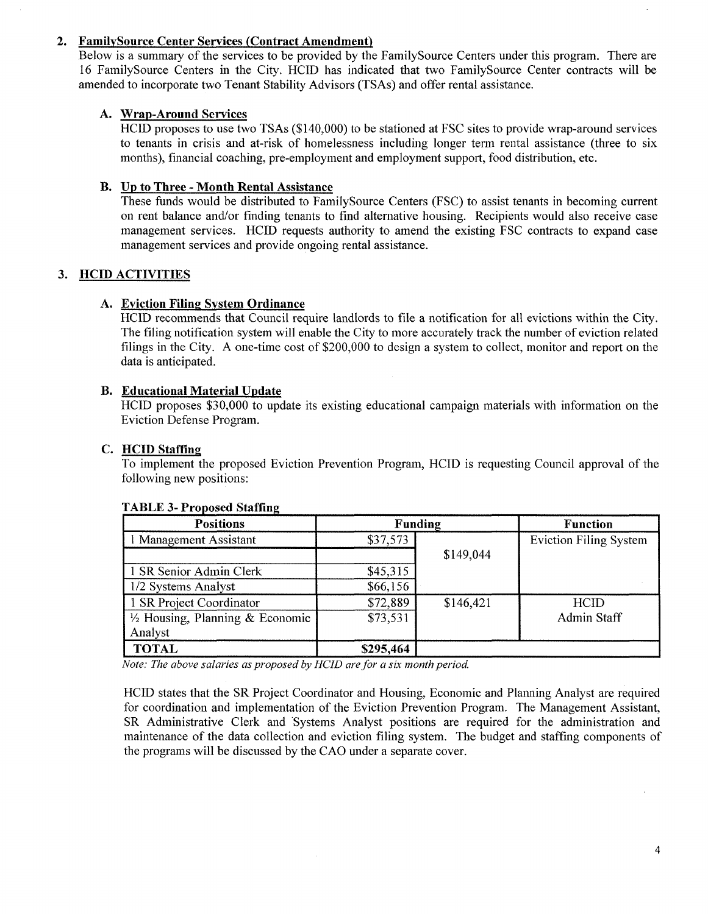## 2. FamilySource Center Services (Contract Amendment)

Below is a summary of the services to be provided by the FamilySource Centers under this program. There are 16 FamilySource Centers in the City. HCID has indicated that two FamilySource Center contracts will be amended to incorporate two Tenant Stability Advisors (TSAs) and offer rental assistance.

### A. Wrap-Around Services

HCID proposes to use two TSAs ($140,000) to be stationed at FSC sites to provide wrap-around services to tenants in crisis and at-risk of homelessness including longer term rental assistance (three to six months), financial coaching, pre-employment and employment support, food distribution, etc.

### B. Up to Three - Month Rental Assistance

These funds would be distributed to FamilySource Centers (FSC) to assist tenants in becoming current on rent balance and/or finding tenants to find alternative housing. Recipients would also receive case management services. HCID requests authority to amend the existing FSC contracts to expand case management services and provide ongoing rental assistance.

## 3. HCID ACTIVITIES

### A. Eviction Filing System Ordinance

HCID recommends that Council require landlords to file a notification for all evictions within the City. The filing notification system will enable the City to more accurately track the number of eviction related filings in the City. A one-time cost of $200,000 to design a system to collect, monitor and report on the data is anticipated.

### B. Educational Material Update

HCID proposes $30,000 to update its existing educational campaign materials with information on the Eviction Defense Program.

### C. HCID Staffing

To implement the proposed Eviction Prevention Program, HCID is requesting Council approval of the following new positions:

**TABLE 3- Proposed Staffing**

| Positions | Funding | | Function |
|---|---|---|---|
| 1 Management Assistant | $37,573 | $149,044 | Eviction Filing System |
| | | | |
| 1 SR Senior Admin Clerk | $45,315 | | |
| 1/2 Systems Analyst | $66,156 | | |
| 1 SR Project Coordinator | $72,889 | $146,421 | HCID Admin Staff |
| ½ Housing, Planning & Economic Analyst | $73,531 | | |
| **TOTAL** | **$295,464** | | |

*Note: The above salaries as proposed by HCID are for a six month period.*

HCID states that the SR Project Coordinator and Housing, Economic and Planning Analyst are required for coordination and implementation of the Eviction Prevention Program. The Management Assistant, SR Administrative Clerk and Systems Analyst positions are required for the administration and maintenance of the data collection and eviction filing system. The budget and staffing components of the programs will be discussed by the CAO under a separate cover.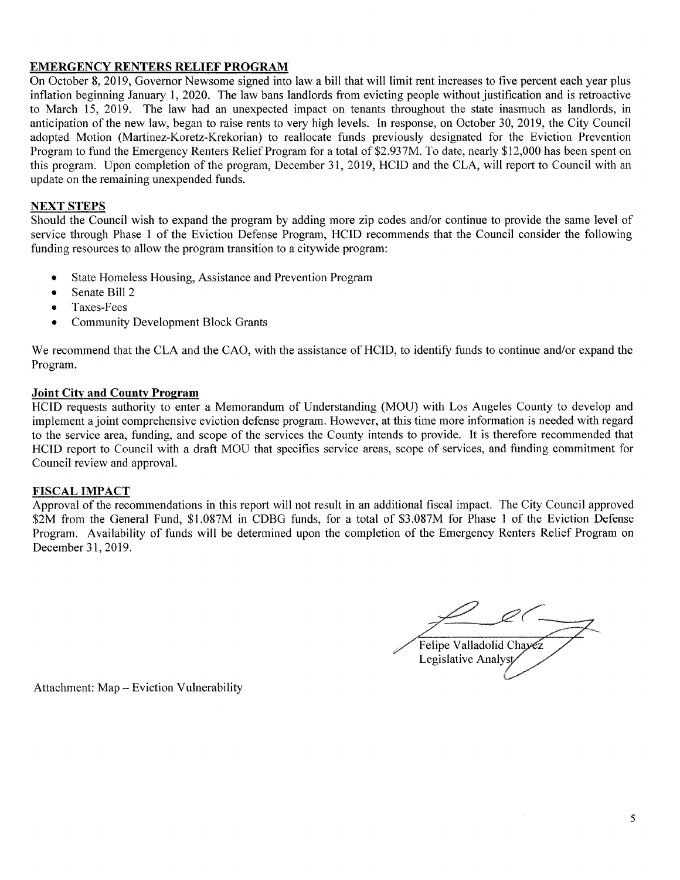## EMERGENCY RENTERS RELIEF PROGRAM

On October 8, 2019, Governor Newsome signed into law a bill that will limit rent increases to five percent each year plus inflation beginning January 1, 2020. The law bans landlords from evicting people without justification and is retroactive to March 15, 2019. The law had an unexpected impact on tenants throughout the state inasmuch as landlords, in anticipation of the new law, began to raise rents to very high levels. In response, on October 30, 2019, the City Council adopted Motion (Martinez-Koretz-Krekorian) to reallocate funds previously designated for the Eviction Prevention Program to fund the Emergency Renters Relief Program for a total of $2.937M. To date, nearly $12,000 has been spent on this program. Upon completion of the program, December 31, 2019, HCID and the CLA, will report to Council with an update on the remaining unexpended funds.

## NEXT STEPS

Should the Council wish to expand the program by adding more zip codes and/or continue to provide the same level of service through Phase 1 of the Eviction Defense Program, HCID recommends that the Council consider the following funding resources to allow the program transition to a citywide program:

- State Homeless Housing, Assistance and Prevention Program
- Senate Bill 2
- Taxes-Fees
- Community Development Block Grants

We recommend that the CLA and the CAO, with the assistance of HCID, to identify funds to continue and/or expand the Program.

### Joint City and County Program

HCID requests authority to enter a Memorandum of Understanding (MOU) with Los Angeles County to develop and implement a joint comprehensive eviction defense program. However, at this time more information is needed with regard to the service area, funding, and scope of the services the County intends to provide. It is therefore recommended that HCID report to Council with a draft MOU that specifies service areas, scope of services, and funding commitment for Council review and approval.

## FISCAL IMPACT

Approval of the recommendations in this report will not result in an additional fiscal impact. The City Council approved $2M from the General Fund, $1.087M in CDBG funds, for a total of $3.087M for Phase 1 of the Eviction Defense Program. Availability of funds will be determined upon the completion of the Emergency Renters Relief Program on December 31, 2019.

Felipe Valladolid Chavez
Legislative Analyst

Attachment: Map – Eviction Vulnerability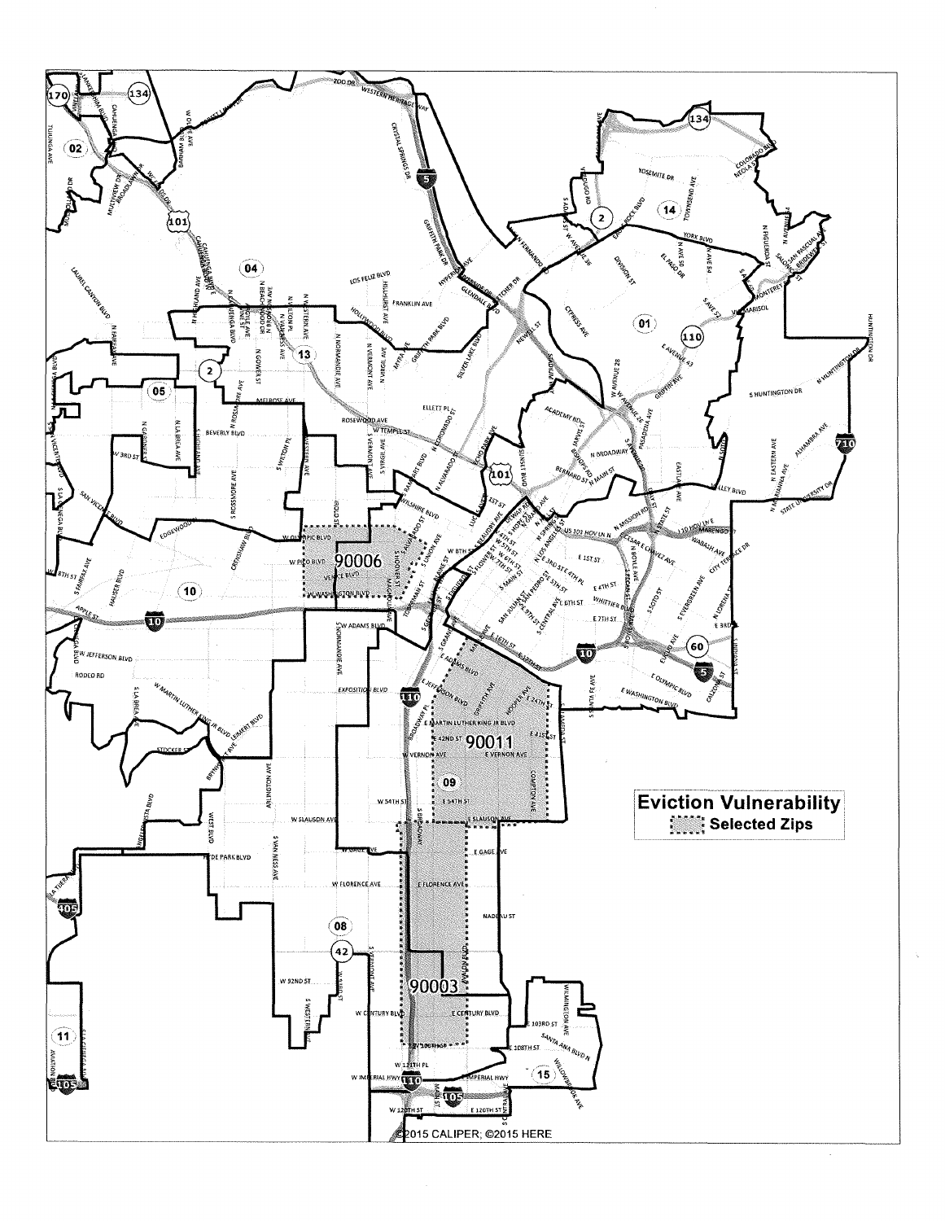Eviction Vulnerability

Selected Zips

90006

90011

90003

©2015 CALIPER; ©2015 HERE